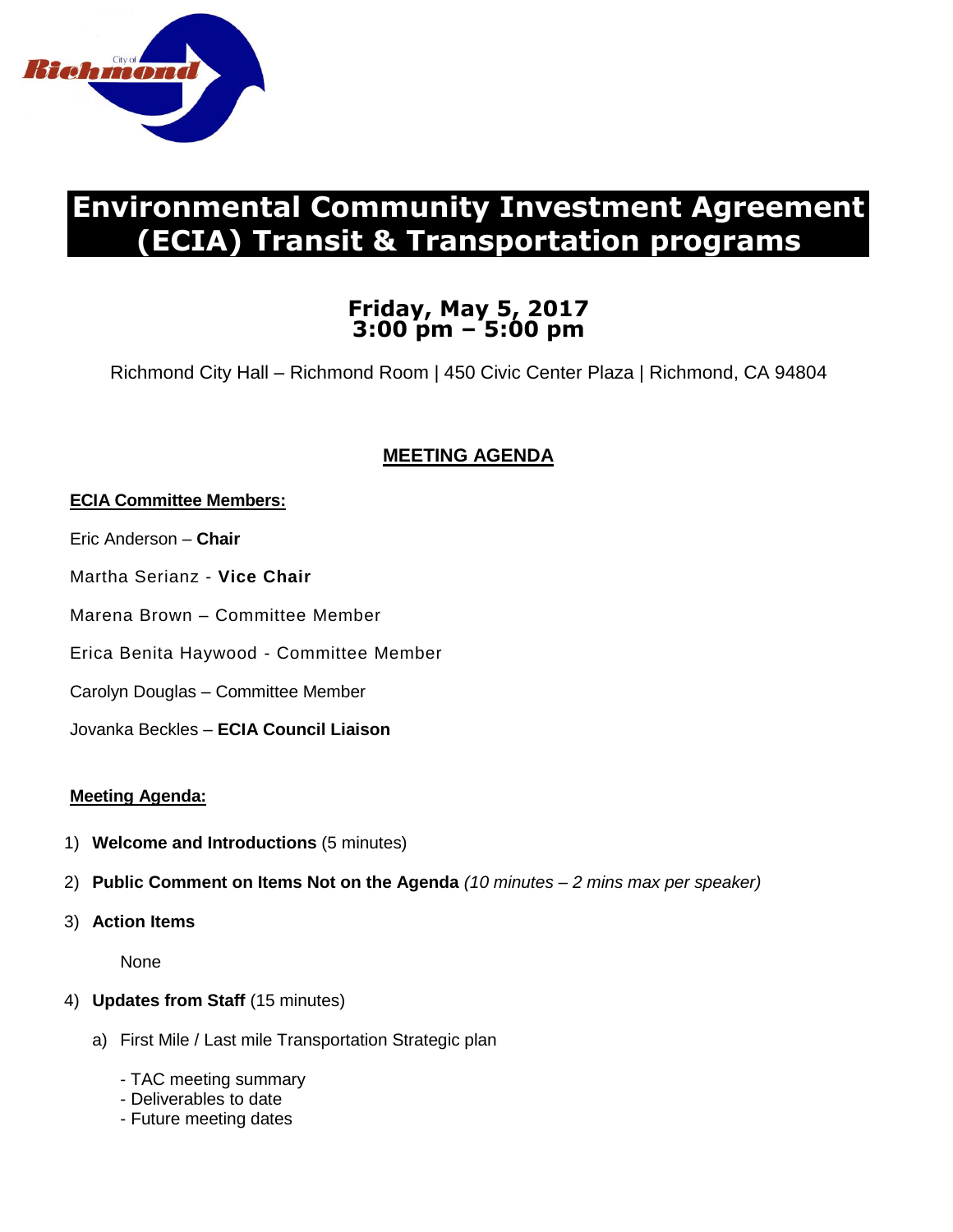# Environmental Community Investment Agreement (ECIA) Transit & Transportation programs

## Friday, May 5, 2017
## 3:00 pm – 5:00 pm

Richmond City Hall – Richmond Room | 450 Civic Center Plaza | Richmond, CA 94804

### MEETING AGENDA

**ECIA Committee Members:**

Eric Anderson – **Chair**

Martha Serianz - **Vice Chair**

Marena Brown – Committee Member

Erica Benita Haywood - Committee Member

Carolyn Douglas – Committee Member

Jovanka Beckles – **ECIA Council Liaison**

**Meeting Agenda:**

1) **Welcome and Introductions** (5 minutes)

2) **Public Comment on Items Not on the Agenda** *(10 minutes – 2 mins max per speaker)*

3) **Action Items**

   None

4) **Updates from Staff** (15 minutes)

   a) First Mile / Last mile Transportation Strategic plan

      - TAC meeting summary
      - Deliverables to date
      - Future meeting dates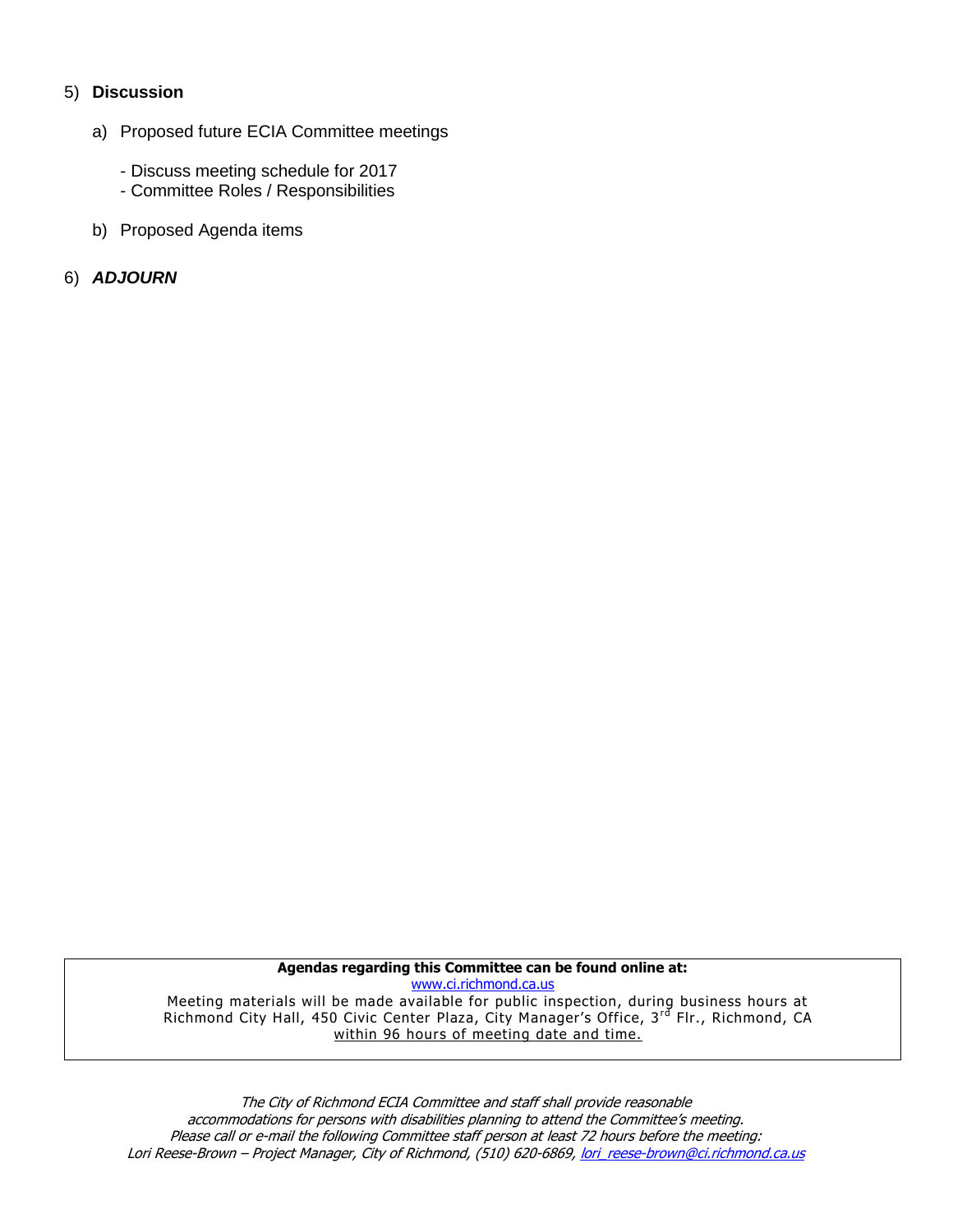5) **Discussion**

   a) Proposed future ECIA Committee meetings

      - Discuss meeting schedule for 2017
      - Committee Roles / Responsibilities

   b) Proposed Agenda items

6) ***ADJOURN***

**Agendas regarding this Committee can be found online at:**
www.ci.richmond.ca.us
Meeting materials will be made available for public inspection, during business hours at Richmond City Hall, 450 Civic Center Plaza, City Manager's Office, 3rd Flr., Richmond, CA within 96 hours of meeting date and time.

*The City of Richmond ECIA Committee and staff shall provide reasonable accommodations for persons with disabilities planning to attend the Committee's meeting. Please call or e-mail the following Committee staff person at least 72 hours before the meeting: Lori Reese-Brown – Project Manager, City of Richmond, (510) 620-6869, lori_reese-brown@ci.richmond.ca.us*